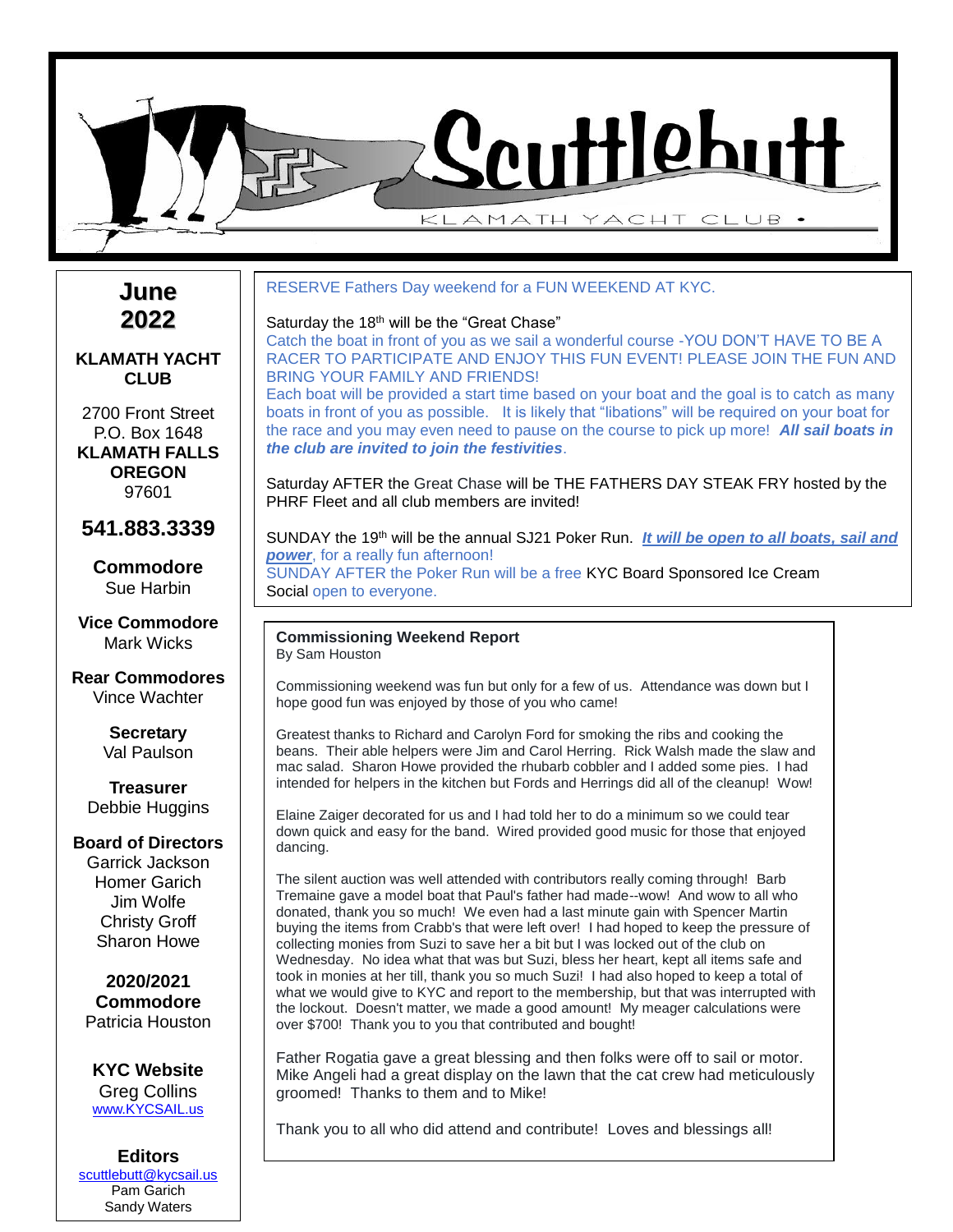# Scuttlebutt

KLAMATH YACHT CLUB

**June 2022**

**KLAMATH YACHT CLUB**

2700 Front Street
P.O. Box 1648
**KLAMATH FALLS OREGON**
97601

**541.883.3339**

**Commodore**
Sue Harbin

**Vice Commodore**
Mark Wicks

**Rear Commodores**
Vince Wachter

**Secretary**
Val Paulson

**Treasurer**
Debbie Huggins

**Board of Directors**
Garrick Jackson
Homer Garich
Jim Wolfe
Christy Groff
Sharon Howe

**2020/2021 Commodore**
Patricia Houston

**KYC Website**
Greg Collins
www.KYCSAIL.us

**Editors**
scuttlebutt@kycsail.us
Pam Garich
Sandy Waters

---

RESERVE Fathers Day weekend for a FUN WEEKEND AT KYC.

Saturday the 18th will be the "Great Chase"
Catch the boat in front of you as we sail a wonderful course -YOU DON'T HAVE TO BE A RACER TO PARTICIPATE AND ENJOY THIS FUN EVENT! PLEASE JOIN THE FUN AND BRING YOUR FAMILY AND FRIENDS!
Each boat will be provided a start time based on your boat and the goal is to catch as many boats in front of you as possible. It is likely that "libations" will be required on your boat for the race and you may even need to pause on the course to pick up more! ***All sail boats in the club are invited to join the festivities***.

Saturday AFTER the Great Chase will be THE FATHERS DAY STEAK FRY hosted by the PHRF Fleet and all club members are invited!

SUNDAY the 19th will be the annual SJ21 Poker Run. ***It will be open to all boats, sail and power***, for a really fun afternoon!
SUNDAY AFTER the Poker Run will be a free KYC Board Sponsored Ice Cream Social open to everyone.

---

**Commissioning Weekend Report**
By Sam Houston

Commissioning weekend was fun but only for a few of us. Attendance was down but I hope good fun was enjoyed by those of you who came!

Greatest thanks to Richard and Carolyn Ford for smoking the ribs and cooking the beans. Their able helpers were Jim and Carol Herring. Rick Walsh made the slaw and mac salad. Sharon Howe provided the rhubarb cobbler and I added some pies. I had intended for helpers in the kitchen but Fords and Herrings did all of the cleanup! Wow!

Elaine Zaiger decorated for us and I had told her to do a minimum so we could tear down quick and easy for the band. Wired provided good music for those that enjoyed dancing.

The silent auction was well attended with contributors really coming through! Barb Tremaine gave a model boat that Paul's father had made--wow! And wow to all who donated, thank you so much! We even had a last minute gain with Spencer Martin buying the items from Crabb's that were left over! I had hoped to keep the pressure of collecting monies from Suzi to save her a bit but I was locked out of the club on Wednesday. No idea what that was but Suzi, bless her heart, kept all items safe and took in monies at her till, thank you so much Suzi! I had also hoped to keep a total of what we would give to KYC and report to the membership, but that was interrupted with the lockout. Doesn't matter, we made a good amount! My meager calculations were over $700! Thank you to you that contributed and bought!

Father Rogatia gave a great blessing and then folks were off to sail or motor. Mike Angeli had a great display on the lawn that the cat crew had meticulously groomed! Thanks to them and to Mike!

Thank you to all who did attend and contribute! Loves and blessings all!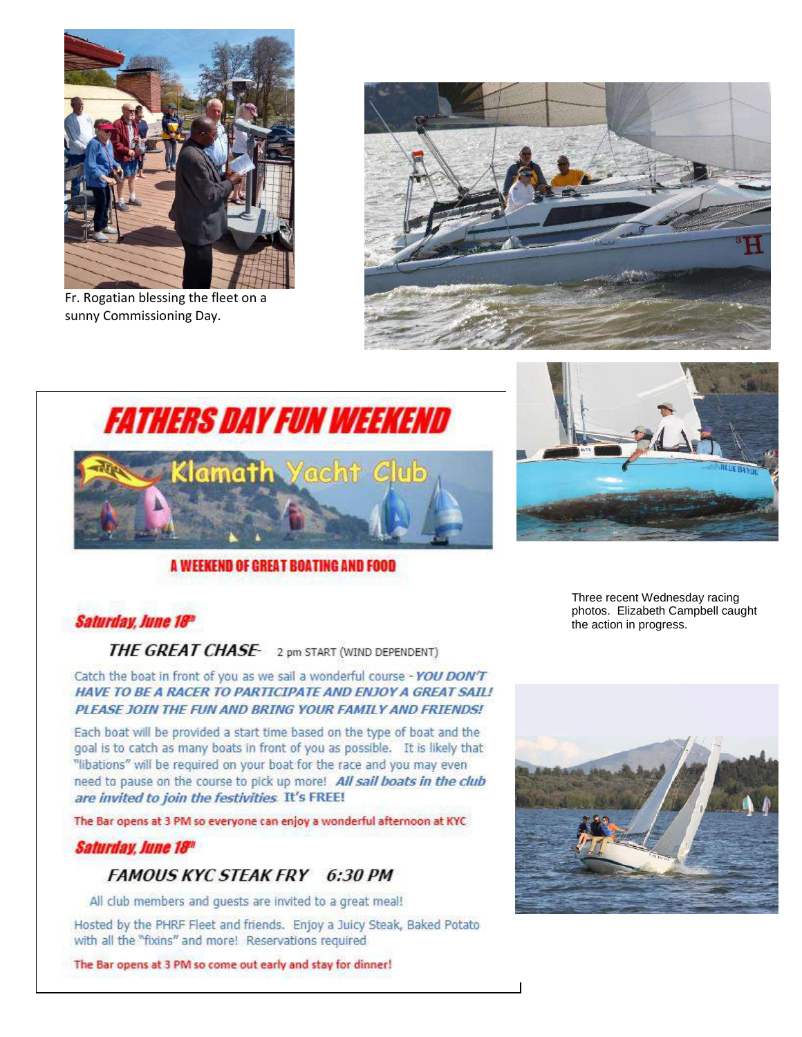Fr. Rogatian blessing the fleet on a sunny Commissioning Day.

# FATHERS DAY FUN WEEKEND

Klamath Yacht Club

**A WEEKEND OF GREAT BOATING AND FOOD**

### *Saturday, June 18th*

***THE GREAT CHASE***- 2 pm START (WIND DEPENDENT)

Catch the boat in front of you as we sail a wonderful course - ***YOU DON'T HAVE TO BE A RACER TO PARTICIPATE AND ENJOY A GREAT SAIL! PLEASE JOIN THE FUN AND BRING YOUR FAMILY AND FRIENDS!***

Each boat will be provided a start time based on the type of boat and the goal is to catch as many boats in front of you as possible. It is likely that "libations" will be required on your boat for the race and you may even need to pause on the course to pick up more! ***All sail boats in the club are invited to join the festivities.*** **It's FREE!**

The Bar opens at 3 PM so everyone can enjoy a wonderful afternoon at KYC

### *Saturday, June 18th*

***FAMOUS KYC STEAK FRY 6:30 PM***

All club members and guests are invited to a great meal!

Hosted by the PHRF Fleet and friends. Enjoy a Juicy Steak, Baked Potato with all the "fixins" and more! Reservations required

The Bar opens at 3 PM so come out early and stay for dinner!

Three recent Wednesday racing photos. Elizabeth Campbell caught the action in progress.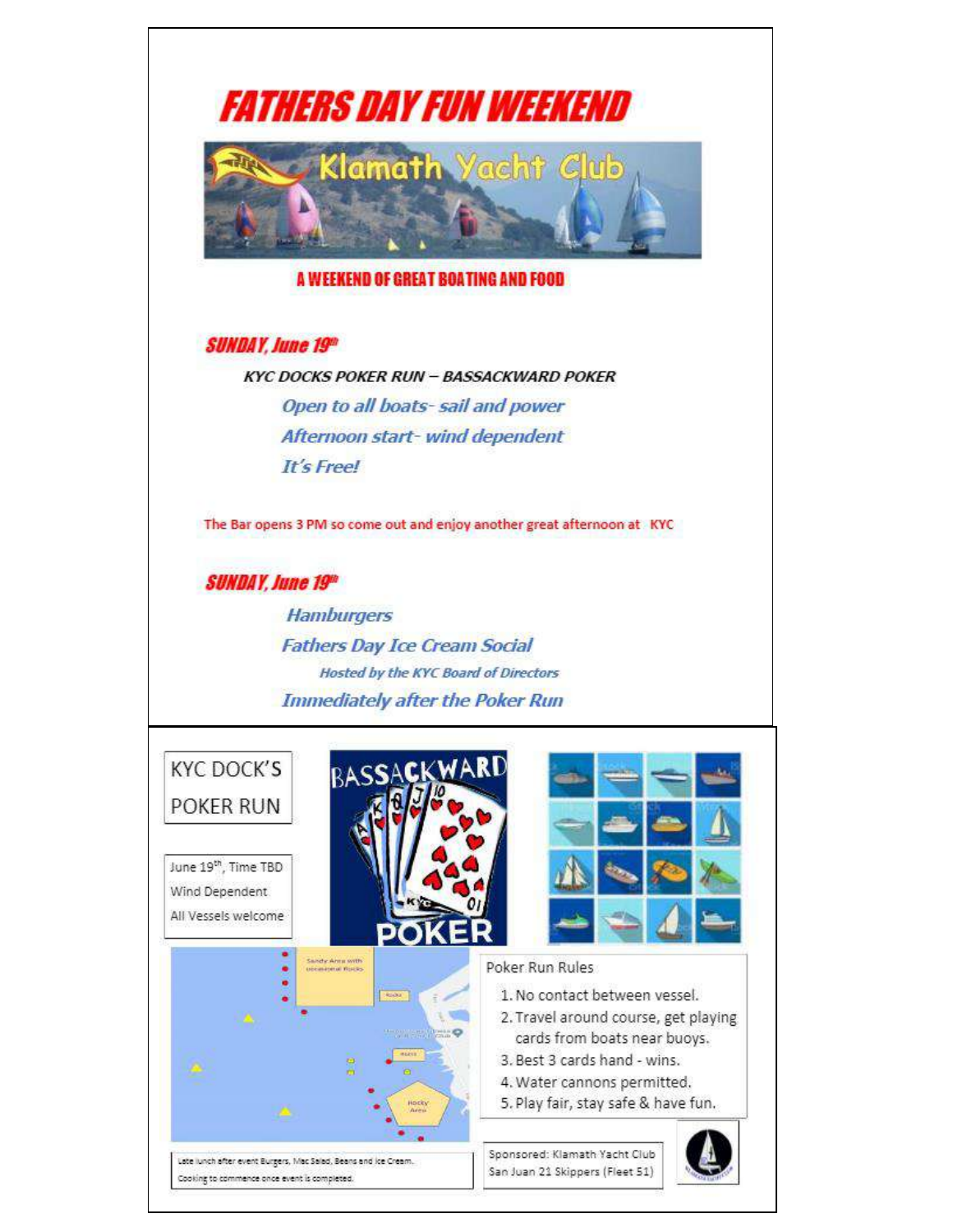# FATHERS DAY FUN WEEKEND

Klamath Yacht Club

**A WEEKEND OF GREAT BOATING AND FOOD**

## SUNDAY, June 19th

**KYC DOCKS POKER RUN – BASSACKWARD POKER**

*Open to all boats- sail and power*

*Afternoon start- wind dependent*

*It's Free!*

The Bar opens 3 PM so come out and enjoy another great afternoon at KYC

## SUNDAY, June 19th

*Hamburgers*

*Fathers Day Ice Cream Social*

*Hosted by the KYC Board of Directors*

*Immediately after the Poker Run*

---

KYC DOCK'S POKER RUN

June 19th, Time TBD
Wind Dependent
All Vessels welcome

BASSACKWARD POKER

Poker Run Rules

1. No contact between vessel.
2. Travel around course, get playing cards from boats near buoys.
3. Best 3 cards hand - wins.
4. Water cannons permitted.
5. Play fair, stay safe & have fun.

Late lunch after event Burgers, Mac Salad, Beans and Ice Cream.
Cooking to commence once event is completed.

Sponsored: Klamath Yacht Club
San Juan 21 Skippers (Fleet 51)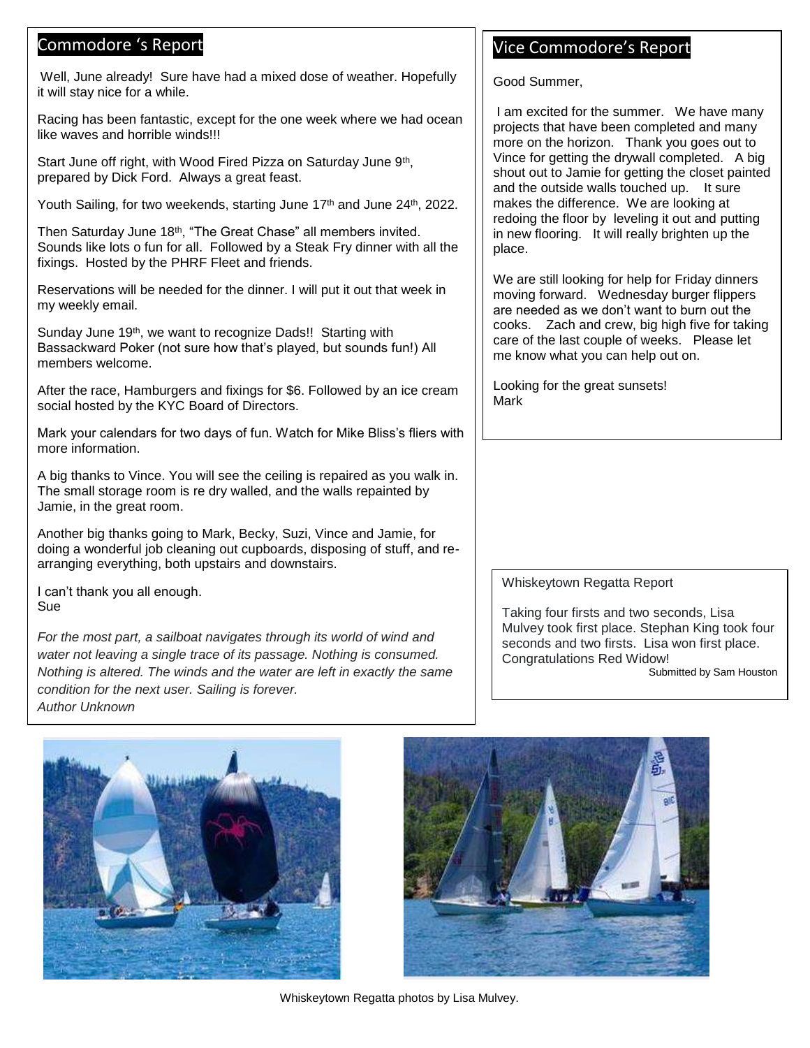## Commodore 's Report

Well, June already! Sure have had a mixed dose of weather. Hopefully it will stay nice for a while.

Racing has been fantastic, except for the one week where we had ocean like waves and horrible winds!!!

Start June off right, with Wood Fired Pizza on Saturday June 9th, prepared by Dick Ford. Always a great feast.

Youth Sailing, for two weekends, starting June 17th and June 24th, 2022.

Then Saturday June 18th, "The Great Chase" all members invited. Sounds like lots o fun for all. Followed by a Steak Fry dinner with all the fixings. Hosted by the PHRF Fleet and friends.

Reservations will be needed for the dinner. I will put it out that week in my weekly email.

Sunday June 19th, we want to recognize Dads!! Starting with Bassackward Poker (not sure how that's played, but sounds fun!) All members welcome.

After the race, Hamburgers and fixings for $6. Followed by an ice cream social hosted by the KYC Board of Directors.

Mark your calendars for two days of fun. Watch for Mike Bliss's fliers with more information.

A big thanks to Vince. You will see the ceiling is repaired as you walk in. The small storage room is re dry walled, and the walls repainted by Jamie, in the great room.

Another big thanks going to Mark, Becky, Suzi, Vince and Jamie, for doing a wonderful job cleaning out cupboards, disposing of stuff, and re-arranging everything, both upstairs and downstairs.

I can't thank you all enough.
Sue

*For the most part, a sailboat navigates through its world of wind and water not leaving a single trace of its passage. Nothing is consumed. Nothing is altered. The winds and the water are left in exactly the same condition for the next user. Sailing is forever.*
*Author Unknown*

## Vice Commodore's Report

Good Summer,

I am excited for the summer. We have many projects that have been completed and many more on the horizon. Thank you goes out to Vince for getting the drywall completed. A big shout out to Jamie for getting the closet painted and the outside walls touched up. It sure makes the difference. We are looking at redoing the floor by leveling it out and putting in new flooring. It will really brighten up the place.

We are still looking for help for Friday dinners moving forward. Wednesday burger flippers are needed as we don't want to burn out the cooks. Zach and crew, big high five for taking care of the last couple of weeks. Please let me know what you can help out on.

Looking for the great sunsets!
Mark

### Whiskeytown Regatta Report

Taking four firsts and two seconds, Lisa Mulvey took first place. Stephan King took four seconds and two firsts. Lisa won first place. Congratulations Red Widow!

Submitted by Sam Houston

Whiskeytown Regatta photos by Lisa Mulvey.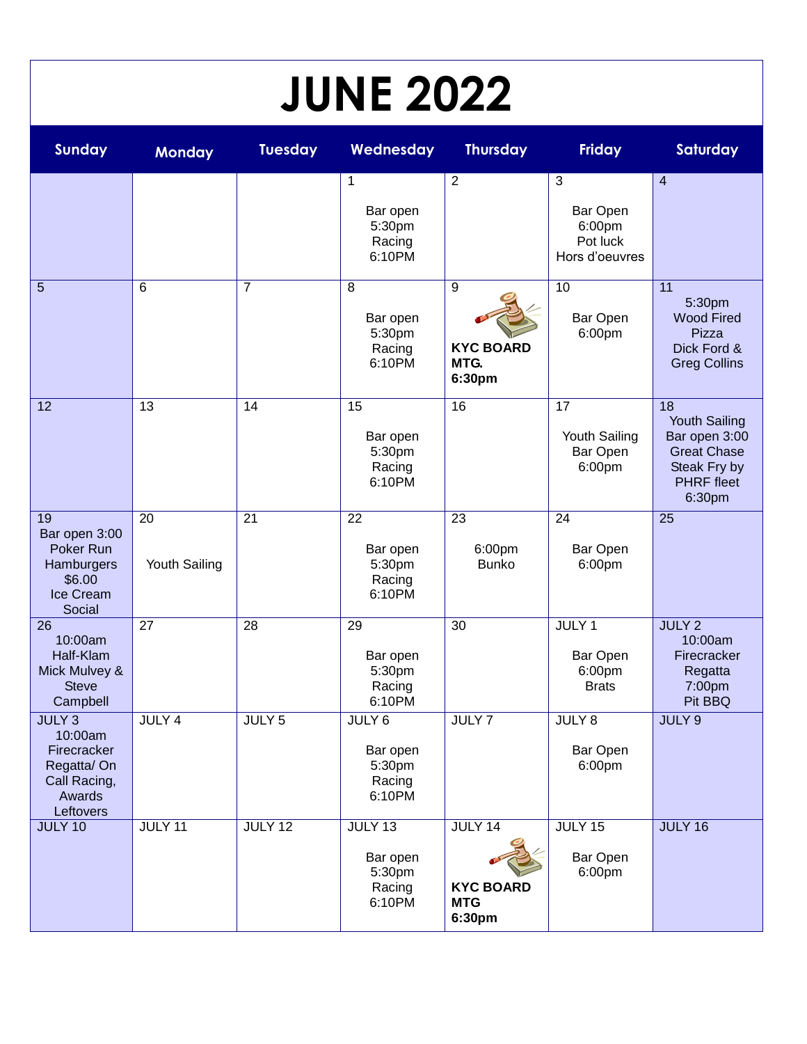# JUNE 2022

| Sunday | Monday | Tuesday | Wednesday | Thursday | Friday | Saturday |
|---|---|---|---|---|---|---|
| | | | 1<br>Bar open 5:30pm Racing 6:10PM | 2 | 3<br>Bar Open 6:00pm Pot luck Hors d'oeuvres | 4 |
| 5 | 6 | 7 | 8<br>Bar open 5:30pm Racing 6:10PM | 9<br>**KYC BOARD MTG. 6:30pm** | 10<br>Bar Open 6:00pm | 11<br>5:30pm Wood Fired Pizza Dick Ford & Greg Collins |
| 12 | 13 | 14 | 15<br>Bar open 5:30pm Racing 6:10PM | 16 | 17<br>Youth Sailing Bar Open 6:00pm | 18<br>Youth Sailing Bar open 3:00 Great Chase Steak Fry by PHRF fleet 6:30pm |
| 19<br>Bar open 3:00 Poker Run Hamburgers $6.00 Ice Cream Social | 20<br>Youth Sailing | 21 | 22<br>Bar open 5:30pm Racing 6:10PM | 23<br>6:00pm Bunko | 24<br>Bar Open 6:00pm | 25 |
| 26<br>10:00am Half-Klam Mick Mulvey & Steve Campbell | 27 | 28 | 29<br>Bar open 5:30pm Racing 6:10PM | 30 | JULY 1<br>Bar Open 6:00pm Brats | JULY 2<br>10:00am Firecracker Regatta 7:00pm Pit BBQ |
| JULY 3<br>10:00am Firecracker Regatta/ On Call Racing, Awards Leftovers | JULY 4 | JULY 5 | JULY 6<br>Bar open 5:30pm Racing 6:10PM | JULY 7 | JULY 8<br>Bar Open 6:00pm | JULY 9 |
| JULY 10 | JULY 11 | JULY 12 | JULY 13<br>Bar open 5:30pm Racing 6:10PM | JULY 14<br>**KYC BOARD MTG 6:30pm** | JULY 15<br>Bar Open 6:00pm | JULY 16 |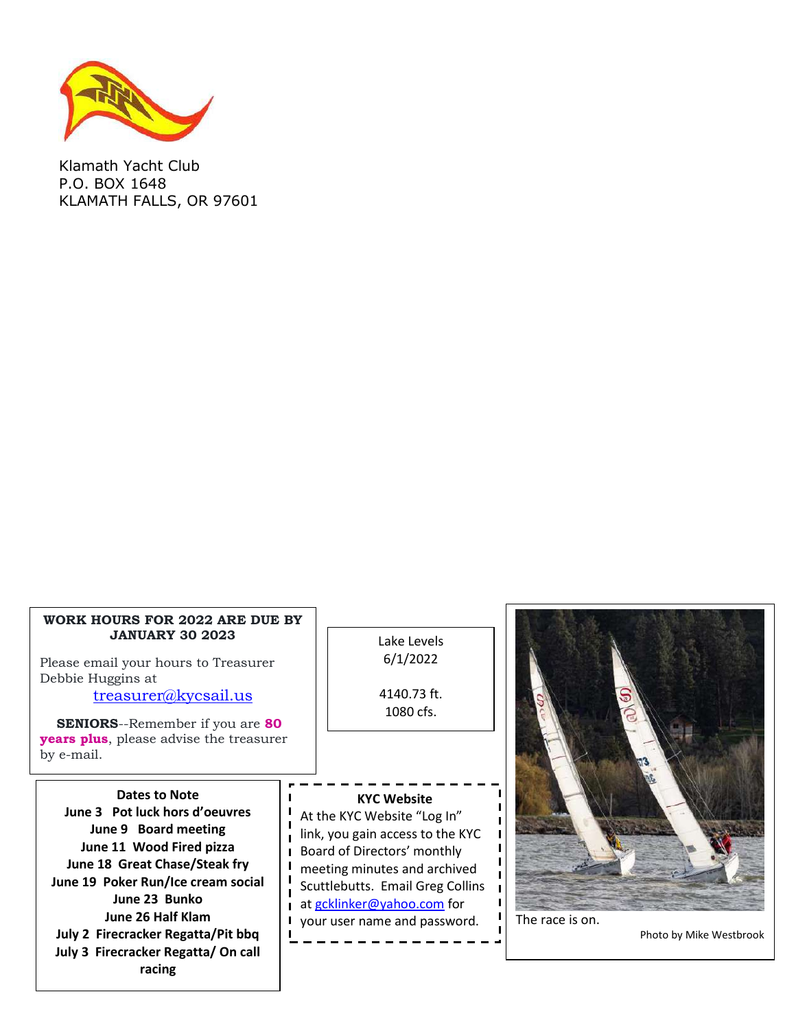Klamath Yacht Club
P.O. BOX 1648
KLAMATH FALLS, OR 97601

**WORK HOURS FOR 2022 ARE DUE BY JANUARY 30 2023**

Please email your hours to Treasurer Debbie Huggins at treasurer@kycsail.us

**SENIORS**--Remember if you are **80 years plus**, please advise the treasurer by e-mail.

Lake Levels
6/1/2022

4140.73 ft.
1080 cfs.

**Dates to Note**

**June 3 Pot luck hors d'oeuvres**
**June 9 Board meeting**
**June 11 Wood Fired pizza**
**June 18 Great Chase/Steak fry**
**June 19 Poker Run/Ice cream social**
**June 23 Bunko**
**June 26 Half Klam**
**July 2 Firecracker Regatta/Pit bbq**
**July 3 Firecracker Regatta/ On call racing**

**KYC Website**

At the KYC Website "Log In" link, you gain access to the KYC Board of Directors' monthly meeting minutes and archived Scuttlebutts. Email Greg Collins at gcklinker@yahoo.com for your user name and password.

The race is on.

Photo by Mike Westbrook